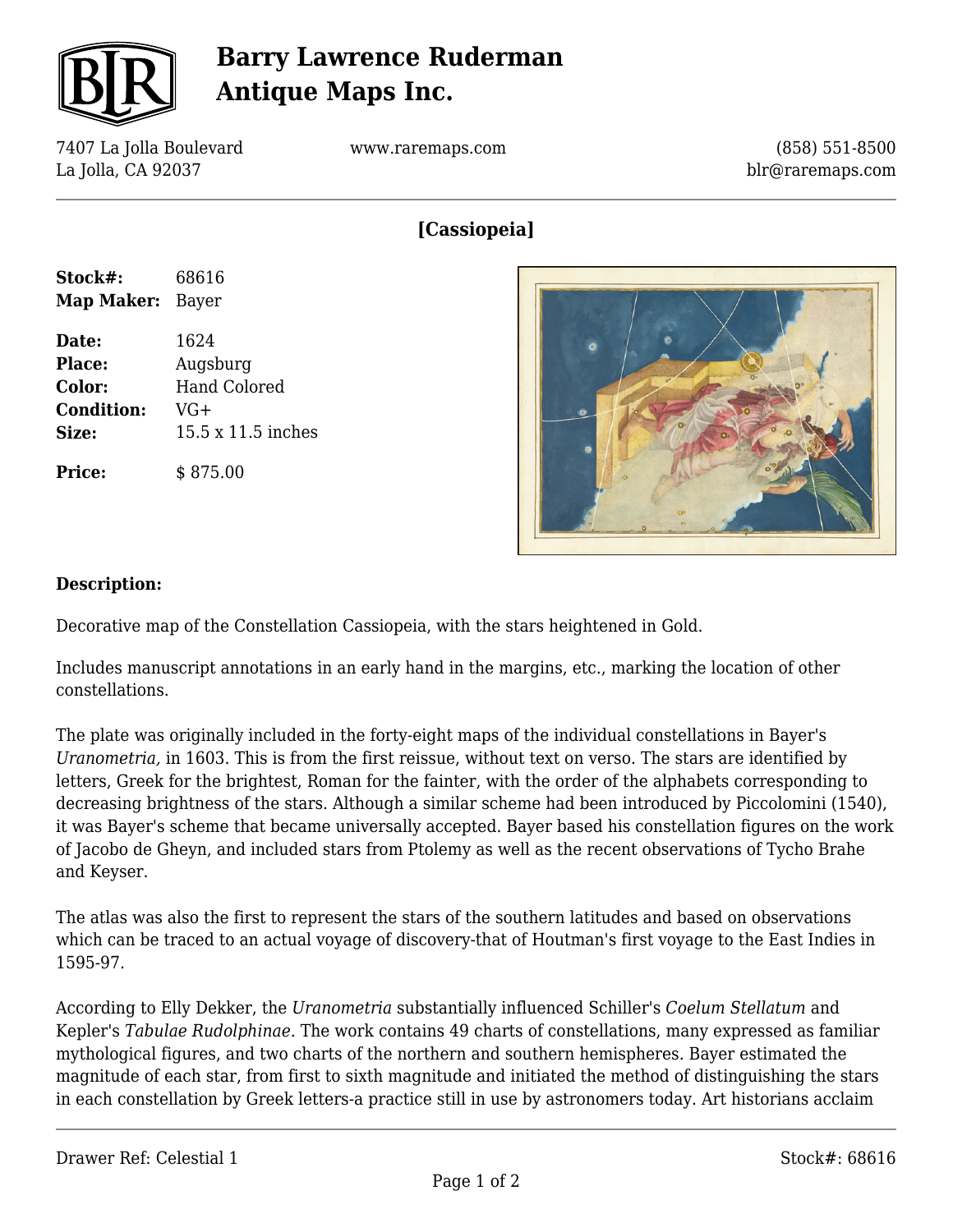# Barry Lawrence Ruderman Antique Maps Inc.

7407 La Jolla Boulevard
La Jolla, CA 92037

www.raremaps.com

(858) 551-8500
blr@raremaps.com

## [Cassiopeia]

**Stock#:** 68616
**Map Maker:** Bayer

**Date:** 1624
**Place:** Augsburg
**Color:** Hand Colored
**Condition:** VG+
**Size:** 15.5 x 11.5 inches

**Price:** $ 875.00

### Description:

Decorative map of the Constellation Cassiopeia, with the stars heightened in Gold.

Includes manuscript annotations in an early hand in the margins, etc., marking the location of other constellations.

The plate was originally included in the forty-eight maps of the individual constellations in Bayer's *Uranometria,* in 1603. This is from the first reissue, without text on verso. The stars are identified by letters, Greek for the brightest, Roman for the fainter, with the order of the alphabets corresponding to decreasing brightness of the stars. Although a similar scheme had been introduced by Piccolomini (1540), it was Bayer's scheme that became universally accepted. Bayer based his constellation figures on the work of Jacobo de Gheyn, and included stars from Ptolemy as well as the recent observations of Tycho Brahe and Keyser.

The atlas was also the first to represent the stars of the southern latitudes and based on observations which can be traced to an actual voyage of discovery-that of Houtman's first voyage to the East Indies in 1595-97.

According to Elly Dekker, the *Uranometria* substantially influenced Schiller's *Coelum Stellatum* and Kepler's *Tabulae Rudolphinae*. The work contains 49 charts of constellations, many expressed as familiar mythological figures, and two charts of the northern and southern hemispheres. Bayer estimated the magnitude of each star, from first to sixth magnitude and initiated the method of distinguishing the stars in each constellation by Greek letters-a practice still in use by astronomers today. Art historians acclaim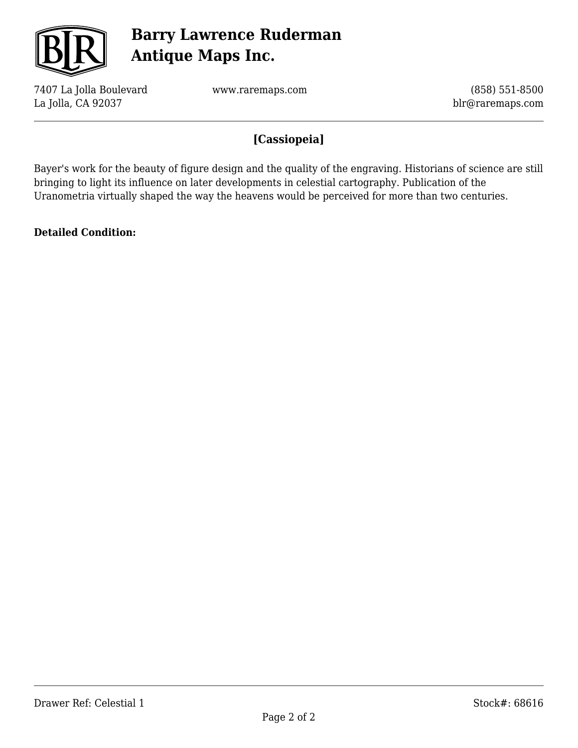## [Cassiopeia]

Bayer's work for the beauty of figure design and the quality of the engraving. Historians of science are still bringing to light its influence on later developments in celestial cartography. Publication of the Uranometria virtually shaped the way the heavens would be perceived for more than two centuries.

**Detailed Condition:**